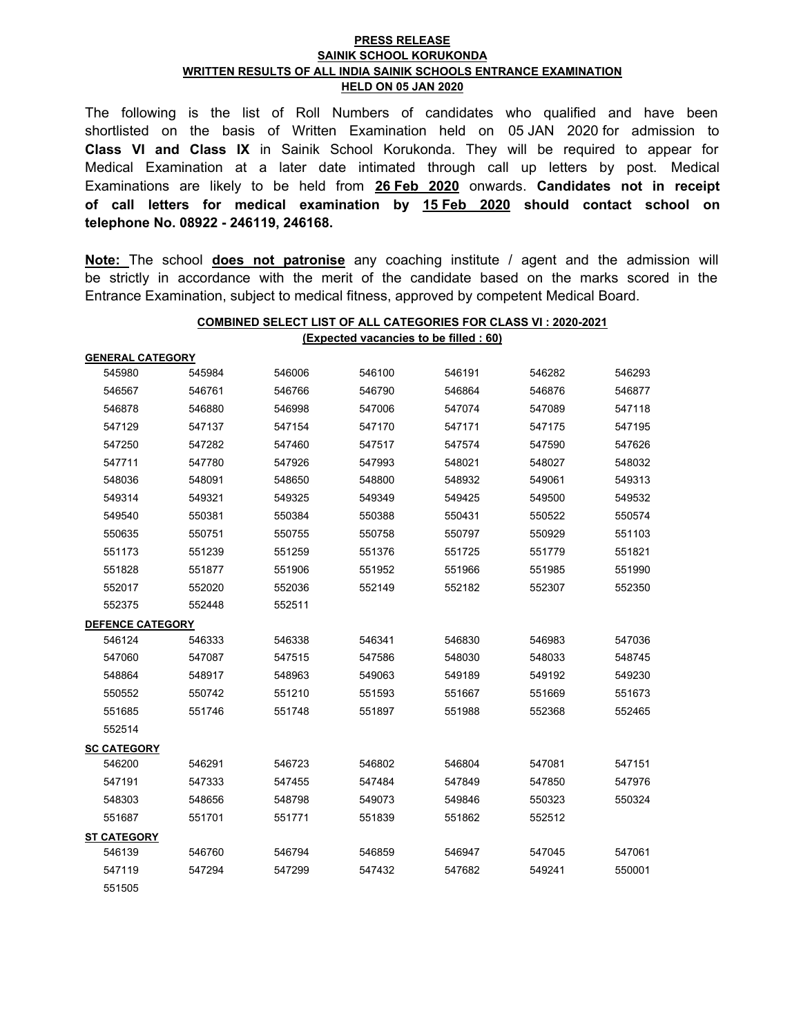**PRESS RELEASE**
**SAINIK SCHOOL KORUKONDA**
**WRITTEN RESULTS OF ALL INDIA SAINIK SCHOOLS ENTRANCE EXAMINATION**
**HELD ON 05 JAN 2020**

The following is the list of Roll Numbers of candidates who qualified and have been shortlisted on the basis of Written Examination held on 05 JAN 2020 for admission to **Class VI and Class IX** in Sainik School Korukonda. They will be required to appear for Medical Examination at a later date intimated through call up letters by post. Medical Examinations are likely to be held from **26 Feb 2020** onwards. **Candidates not in receipt of call letters for medical examination by 15 Feb 2020 should contact school on telephone No. 08922 - 246119, 246168.**

**Note:** The school **does not patronise** any coaching institute / agent and the admission will be strictly in accordance with the merit of the candidate based on the marks scored in the Entrance Examination, subject to medical fitness, approved by competent Medical Board.

**COMBINED SELECT LIST OF ALL CATEGORIES FOR CLASS VI : 2020-2021**
**(Expected vacancies to be filled : 60)**

**GENERAL CATEGORY**

| | | | | | | |
|---|---|---|---|---|---|---|
| 545980 | 545984 | 546006 | 546100 | 546191 | 546282 | 546293 |
| 546567 | 546761 | 546766 | 546790 | 546864 | 546876 | 546877 |
| 546878 | 546880 | 546998 | 547006 | 547074 | 547089 | 547118 |
| 547129 | 547137 | 547154 | 547170 | 547171 | 547175 | 547195 |
| 547250 | 547282 | 547460 | 547517 | 547574 | 547590 | 547626 |
| 547711 | 547780 | 547926 | 547993 | 548021 | 548027 | 548032 |
| 548036 | 548091 | 548650 | 548800 | 548932 | 549061 | 549313 |
| 549314 | 549321 | 549325 | 549349 | 549425 | 549500 | 549532 |
| 549540 | 550381 | 550384 | 550388 | 550431 | 550522 | 550574 |
| 550635 | 550751 | 550755 | 550758 | 550797 | 550929 | 551103 |
| 551173 | 551239 | 551259 | 551376 | 551725 | 551779 | 551821 |
| 551828 | 551877 | 551906 | 551952 | 551966 | 551985 | 551990 |
| 552017 | 552020 | 552036 | 552149 | 552182 | 552307 | 552350 |
| 552375 | 552448 | 552511 | | | | |

**DEFENCE CATEGORY**

| | | | | | | |
|---|---|---|---|---|---|---|
| 546124 | 546333 | 546338 | 546341 | 546830 | 546983 | 547036 |
| 547060 | 547087 | 547515 | 547586 | 548030 | 548033 | 548745 |
| 548864 | 548917 | 548963 | 549063 | 549189 | 549192 | 549230 |
| 550552 | 550742 | 551210 | 551593 | 551667 | 551669 | 551673 |
| 551685 | 551746 | 551748 | 551897 | 551988 | 552368 | 552465 |
| 552514 | | | | | | |

**SC CATEGORY**

| | | | | | | |
|---|---|---|---|---|---|---|
| 546200 | 546291 | 546723 | 546802 | 546804 | 547081 | 547151 |
| 547191 | 547333 | 547455 | 547484 | 547849 | 547850 | 547976 |
| 548303 | 548656 | 548798 | 549073 | 549846 | 550323 | 550324 |
| 551687 | 551701 | 551771 | 551839 | 551862 | 552512 | |

**ST CATEGORY**

| | | | | | | |
|---|---|---|---|---|---|---|
| 546139 | 546760 | 546794 | 546859 | 546947 | 547045 | 547061 |
| 547119 | 547294 | 547299 | 547432 | 547682 | 549241 | 550001 |
| 551505 | | | | | | |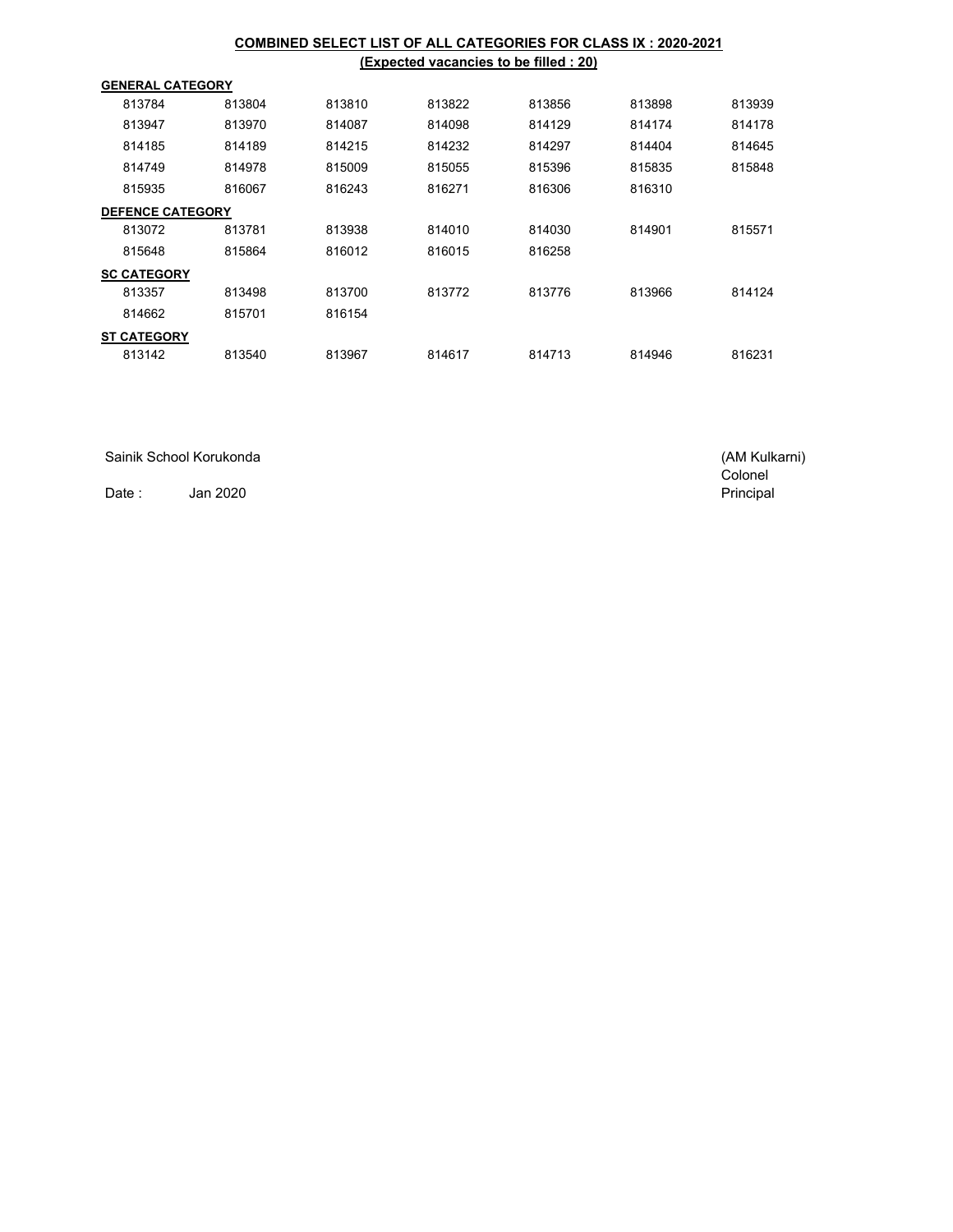**COMBINED SELECT LIST OF ALL CATEGORIES FOR CLASS IX : 2020-2021**

**(Expected vacancies to be filled : 20)**

**GENERAL CATEGORY**

| | | | | | | |
|---|---|---|---|---|---|---|
| 813784 | 813804 | 813810 | 813822 | 813856 | 813898 | 813939 |
| 813947 | 813970 | 814087 | 814098 | 814129 | 814174 | 814178 |
| 814185 | 814189 | 814215 | 814232 | 814297 | 814404 | 814645 |
| 814749 | 814978 | 815009 | 815055 | 815396 | 815835 | 815848 |
| 815935 | 816067 | 816243 | 816271 | 816306 | 816310 | |

**DEFENCE CATEGORY**

| | | | | | | |
|---|---|---|---|---|---|---|
| 813072 | 813781 | 813938 | 814010 | 814030 | 814901 | 815571 |
| 815648 | 815864 | 816012 | 816015 | 816258 | | |

**SC CATEGORY**

| | | | | | | |
|---|---|---|---|---|---|---|
| 813357 | 813498 | 813700 | 813772 | 813776 | 813966 | 814124 |
| 814662 | 815701 | 816154 | | | | |

**ST CATEGORY**

| | | | | | | |
|---|---|---|---|---|---|---|
| 813142 | 813540 | 813967 | 814617 | 814713 | 814946 | 816231 |

Sainik School Korukonda

Date : Jan 2020

(AM Kulkarni)
Colonel
Principal